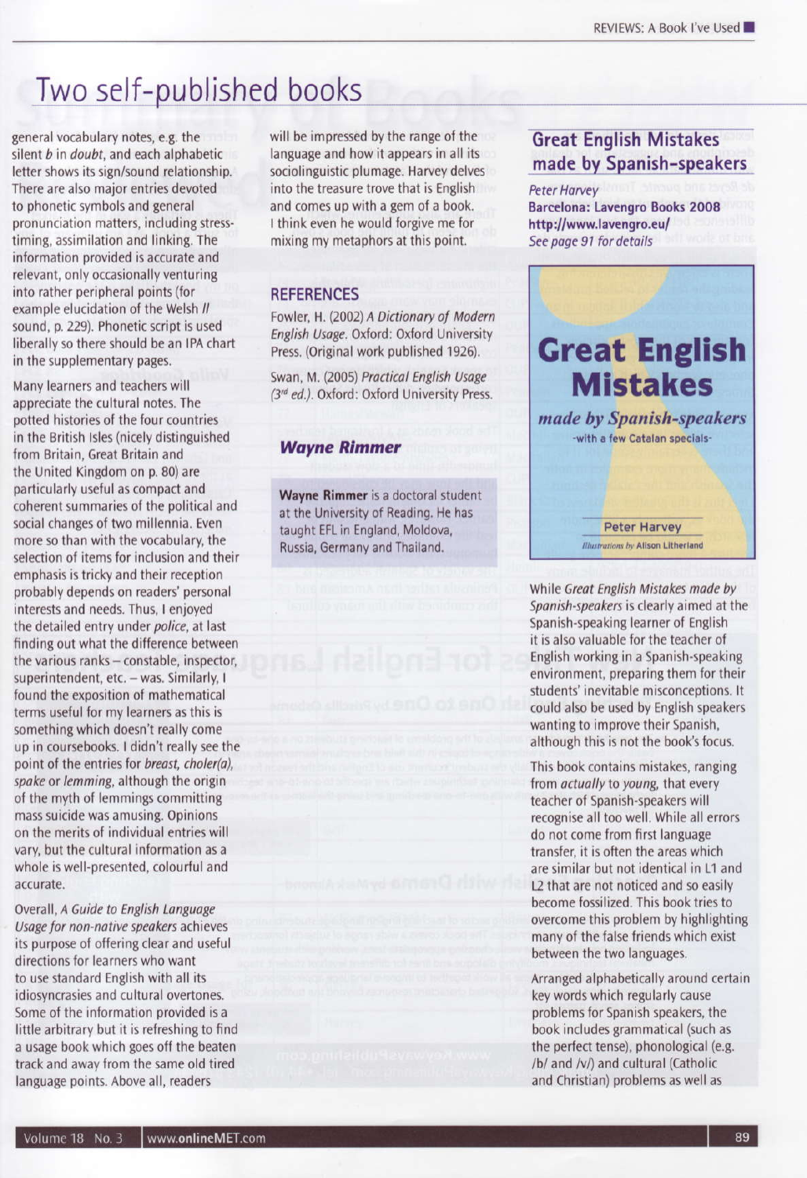# Two self-published books

general vocabulary notes, e.g. the silent *b* in *doubt*, and each alphabetic letter shows its sign/sound relationship. There are also major entries devoted to phonetic symbols and general pronunciation matters, including stress-timing, assimilation and linking. The information provided is accurate and relevant, only occasionally venturing into rather peripheral points (for example elucidation of the Welsh *ll* sound, p. 229). Phonetic script is used liberally so there should be an IPA chart in the supplementary pages.

Many learners and teachers will appreciate the cultural notes. The potted histories of the four countries in the British Isles (nicely distinguished from Britain, Great Britain and the United Kingdom on p. 80) are particularly useful as compact and coherent summaries of the political and social changes of two millennia. Even more so than with the vocabulary, the selection of items for inclusion and their emphasis is tricky and their reception probably depends on readers' personal interests and needs. Thus, I enjoyed the detailed entry under *police*, at last finding out what the difference between the various ranks – constable, inspector, superintendent, etc. – was. Similarly, I found the exposition of mathematical terms useful for my learners as this is something which doesn't really come up in coursebooks. I didn't really see the point of the entries for *breast, choler(a), spake* or *lemming*, although the origin of the myth of lemmings committing mass suicide was amusing. Opinions on the merits of individual entries will vary, but the cultural information as a whole is well-presented, colourful and accurate.

Overall, *A Guide to English Language Usage for non-native speakers* achieves its purpose of offering clear and useful directions for learners who want to use standard English with all its idiosyncrasies and cultural overtones. Some of the information provided is a little arbitrary but it is refreshing to find a usage book which goes off the beaten track and away from the same old tired language points. Above all, readers will be impressed by the range of the language and how it appears in all its sociolinguistic plumage. Harvey delves into the treasure trove that is English and comes up with a gem of a book. I think even he would forgive me for mixing my metaphors at this point.

## REFERENCES

Fowler, H. (2002) *A Dictionary of Modern English Usage*. Oxford: Oxford University Press. (Original work published 1926).

Swan, M. (2005) *Practical English Usage* (3rd ed.). Oxford: Oxford University Press.

***Wayne Rimmer***

**Wayne Rimmer** is a doctoral student at the University of Reading. He has taught EFL in England, Moldova, Russia, Germany and Thailand.

## Great English Mistakes made by Spanish-speakers

*Peter Harvey*
**Barcelona: Lavengro Books 2008**
**http://www.lavengro.eu/**
*See page 91 for details*

While *Great English Mistakes made by Spanish-speakers* is clearly aimed at the Spanish-speaking learner of English it is also valuable for the teacher of English working in a Spanish-speaking environment, preparing them for their students' inevitable misconceptions. It could also be used by English speakers wanting to improve their Spanish, although this is not the book's focus.

This book contains mistakes, ranging from *actually* to *young*, that every teacher of Spanish-speakers will recognise all too well. While all errors do not come from first language transfer, it is often the areas which are similar but not identical in L1 and L2 that are not noticed and so easily become fossilized. This book tries to overcome this problem by highlighting many of the false friends which exist between the two languages.

Arranged alphabetically around certain key words which regularly cause problems for Spanish speakers, the book includes grammatical (such as the perfect tense), phonological (e.g. /b/ and /v/) and cultural (Catholic and Christian) problems as well as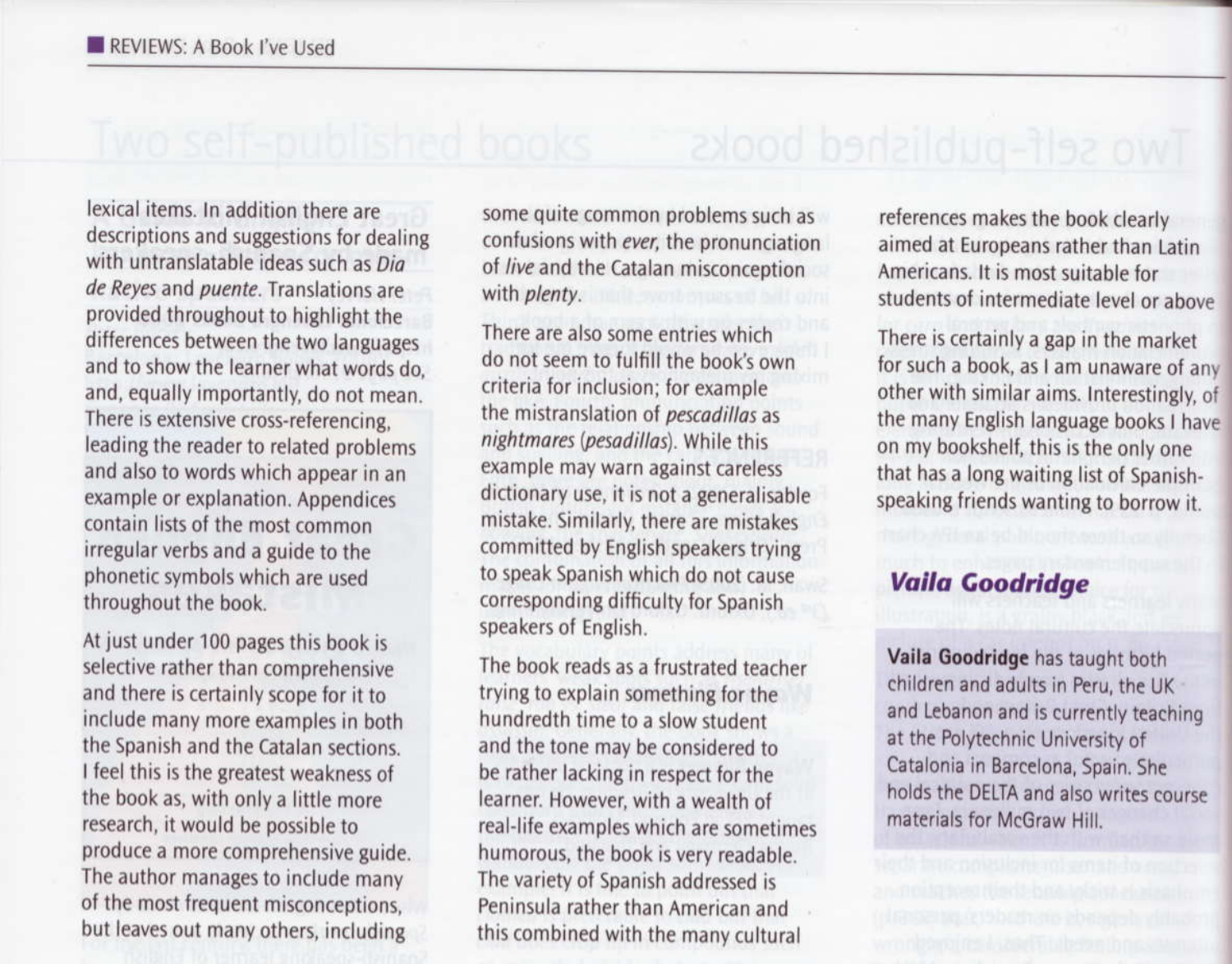lexical items. In addition there are descriptions and suggestions for dealing with untranslatable ideas such as *Dia de Reyes* and *puente*. Translations are provided throughout to highlight the differences between the two languages and to show the learner what words do, and, equally importantly, do not mean. There is extensive cross-referencing, leading the reader to related problems and also to words which appear in an example or explanation. Appendices contain lists of the most common irregular verbs and a guide to the phonetic symbols which are used throughout the book.

At just under 100 pages this book is selective rather than comprehensive and there is certainly scope for it to include many more examples in both the Spanish and the Catalan sections. I feel this is the greatest weakness of the book as, with only a little more research, it would be possible to produce a more comprehensive guide. The author manages to include many of the most frequent misconceptions, but leaves out many others, including some quite common problems such as confusions with *ever*, the pronunciation of *live* and the Catalan misconception with *plenty*.

There are also some entries which do not seem to fulfill the book's own criteria for inclusion; for example the mistranslation of *pescadillas* as *nightmares* (*pesadillas*). While this example may warn against careless dictionary use, it is not a generalisable mistake. Similarly, there are mistakes committed by English speakers trying to speak Spanish which do not cause corresponding difficulty for Spanish speakers of English.

The book reads as a frustrated teacher trying to explain something for the hundredth time to a slow student and the tone may be considered to be rather lacking in respect for the learner. However, with a wealth of real-life examples which are sometimes humorous, the book is very readable. The variety of Spanish addressed is Peninsula rather than American and this combined with the many cultural references makes the book clearly aimed at Europeans rather than Latin Americans. It is most suitable for students of intermediate level or above

There is certainly a gap in the market for such a book, as I am unaware of any other with similar aims. Interestingly, of the many English language books I have on my bookshelf, this is the only one that has a long waiting list of Spanish-speaking friends wanting to borrow it.

***Vaila Goodridge***

**Vaila Goodridge** has taught both children and adults in Peru, the UK and Lebanon and is currently teaching at the Polytechnic University of Catalonia in Barcelona, Spain. She holds the DELTA and also writes course materials for McGraw Hill.